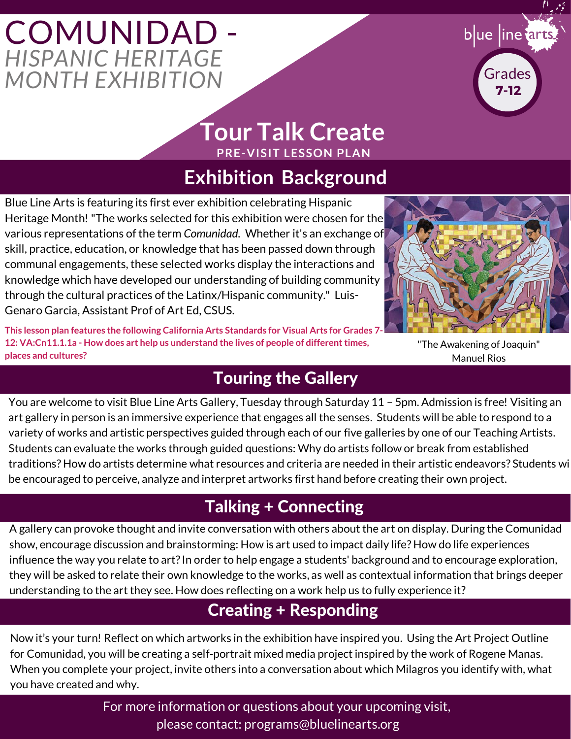# COMUNIDAD - *HISPANIC HERITAGE MONTH EXHIBITION*

blue line arts

Grades **7-12**

## Tour Talk Create

**PRE-VISIT LESSON PLAN**

## Exhibition Background

Blue Line Arts is featuring its first ever exhibition celebrating Hispanic Heritage Month! "The works selected for this exhibition were chosen for the various representations of the term *Comunidad*. Whether it's an exchange of skill, practice, education, or knowledge that has been passed down through communal engagements, these selected works display the interactions and knowledge which have developed our understanding of building community through the cultural practices of the Latinx/Hispanic community." Luis-Genaro Garcia, Assistant Prof of Art Ed, CSUS.

**This lesson plan features the following California Arts Standards for Visual Arts for Grades 7-12: VA:Cn11.1.1a - How does art help us understand the lives of people of different times, places and cultures?**

"The Awakening of Joaquin"
Manuel Rios

## Touring the Gallery

You are welcome to visit Blue Line Arts Gallery, Tuesday through Saturday 11 – 5pm. Admission is free! Visiting an art gallery in person is an immersive experience that engages all the senses. Students will be able to respond to a variety of works and artistic perspectives guided through each of our five galleries by one of our Teaching Artists. Students can evaluate the works through guided questions: Why do artists follow or break from established traditions? How do artists determine what resources and criteria are needed in their artistic endeavors? Students wi be encouraged to perceive, analyze and interpret artworks first hand before creating their own project.

## Talking + Connecting

A gallery can provoke thought and invite conversation with others about the art on display. During the Comunidad show, encourage discussion and brainstorming: How is art used to impact daily life? How do life experiences influence the way you relate to art? In order to help engage a students' background and to encourage exploration, they will be asked to relate their own knowledge to the works, as well as contextual information that brings deeper understanding to the art they see. How does reflecting on a work help us to fully experience it?

## Creating + Responding

Now it's your turn! Reflect on which artworks in the exhibition have inspired you. Using the Art Project Outline for Comunidad, you will be creating a self-portrait mixed media project inspired by the work of Rogene Manas. When you complete your project, invite others into a conversation about which Milagros you identify with, what you have created and why.

For more information or questions about your upcoming visit, please contact: programs@bluelinearts.org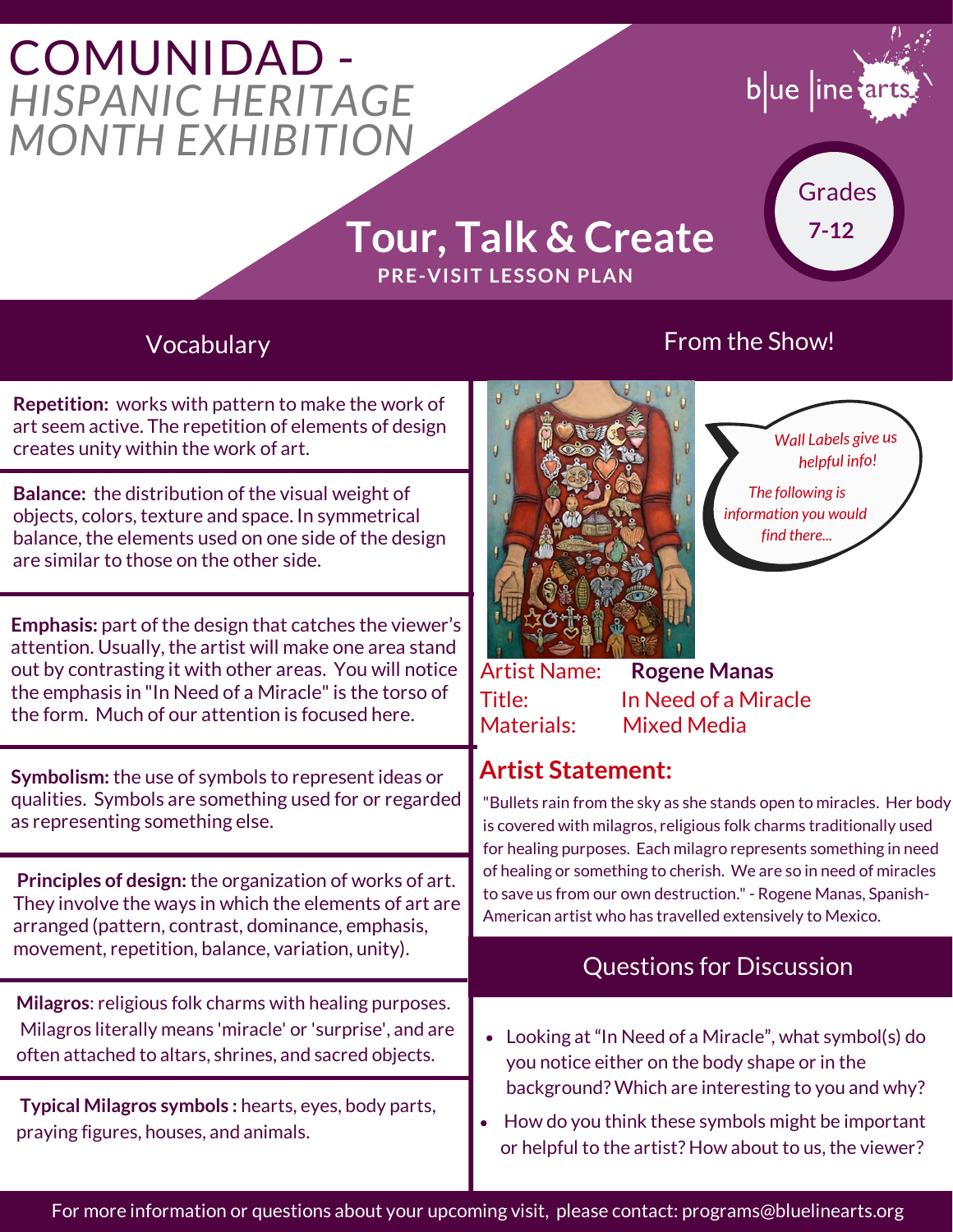# COMUNIDAD - *HISPANIC HERITAGE MONTH EXHIBITION*

blue line arts

Grades 7-12

## Tour, Talk & Create

**PRE-VISIT LESSON PLAN**

## Vocabulary

**Repetition:** works with pattern to make the work of art seem active. The repetition of elements of design creates unity within the work of art.

**Balance:** the distribution of the visual weight of objects, colors, texture and space. In symmetrical balance, the elements used on one side of the design are similar to those on the other side.

**Emphasis:** part of the design that catches the viewer's attention. Usually, the artist will make one area stand out by contrasting it with other areas. You will notice the emphasis in "In Need of a Miracle" is the torso of the form. Much of our attention is focused here.

**Symbolism:** the use of symbols to represent ideas or qualities. Symbols are something used for or regarded as representing something else.

**Principles of design:** the organization of works of art. They involve the ways in which the elements of art are arranged (pattern, contrast, dominance, emphasis, movement, repetition, balance, variation, unity).

**Milagros**: religious folk charms with healing purposes. Milagros literally means 'miracle' or 'surprise', and are often attached to altars, shrines, and sacred objects.

**Typical Milagros symbols :** hearts, eyes, body parts, praying figures, houses, and animals.

## From the Show!

*Wall Labels give us helpful info!*

*The following is information you would find there...*

Artist Name: **Rogene Manas**
Title: In Need of a Miracle
Materials: Mixed Media

### Artist Statement:

"Bullets rain from the sky as she stands open to miracles. Her body is covered with milagros, religious folk charms traditionally used for healing purposes. Each milagro represents something in need of healing or something to cherish. We are so in need of miracles to save us from our own destruction." - Rogene Manas, Spanish-American artist who has travelled extensively to Mexico.

## Questions for Discussion

- Looking at "In Need of a Miracle", what symbol(s) do you notice either on the body shape or in the background? Which are interesting to you and why?
- How do you think these symbols might be important or helpful to the artist? How about to us, the viewer?

For more information or questions about your upcoming visit, please contact: programs@bluelinearts.org